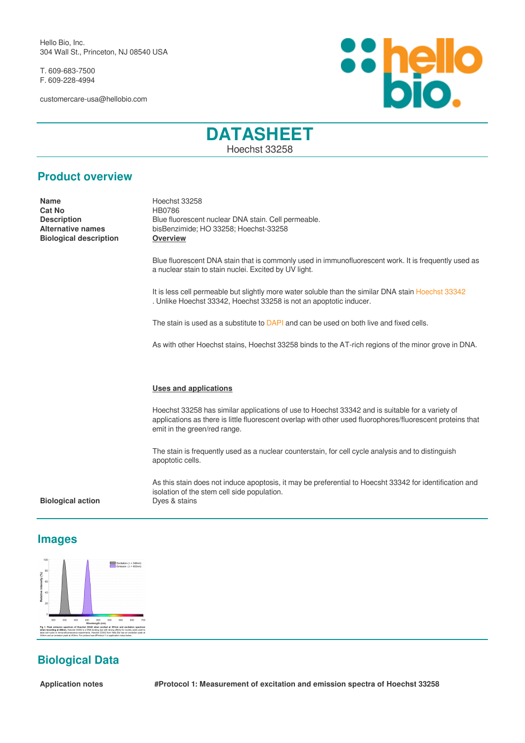Hello Bio, Inc.
304 Wall St., Princeton, NJ 08540 USA

T. 609-683-7500
F. 609-228-4994

customercare-usa@hellobio.com

# DATASHEET

Hoechst 33258

## Product overview

**Name** Hoechst 33258

**Cat No** HB0786

**Description** Blue fluorescent nuclear DNA stain. Cell permeable.

**Alternative names** bisBenzimide; HO 33258; Hoechst-33258

**Biological description**

**Overview**

Blue fluorescent DNA stain that is commonly used in immunofluorescent work. It is frequently used as a nuclear stain to stain nuclei. Excited by UV light.

It is less cell permeable but slightly more water soluble than the similar DNA stain Hoechst 33342 . Unlike Hoechst 33342, Hoechst 33258 is not an apoptotic inducer.

The stain is used as a substitute to DAPI and can be used on both live and fixed cells.

As with other Hoechst stains, Hoechst 33258 binds to the AT-rich regions of the minor grove in DNA.

**Uses and applications**

Hoechst 33258 has similar applications of use to Hoechst 33342 and is suitable for a variety of applications as there is little fluorescent overlap with other used fluorophores/fluorescent proteins that emit in the green/red range.

The stain is frequently used as a nuclear counterstain, for cell cycle analysis and to distinguish apoptotic cells.

As this stain does not induce apoptosis, it may be preferential to Hoecsht 33342 for identification and isolation of the stem cell side population.

**Biological action** Dyes & stains

## Images

Fig 1. Peak emission spectrum of Hoechst 33342 when excited at 351nm and excitation spectrum when recording at 452nm. Hoechst 33342 is a DNA binding dye with strong affinity for nucleic acids used to label cell nuclei in immunofluorescence experiments. Hoechst 33342 from Hello Bio has an excitation peak at 348nm and an emission peak at 453nm. For protocol see #Protocol 1 in application notes below.

## Biological Data

**Application notes** **#Protocol 1: Measurement of excitation and emission spectra of Hoechst 33258**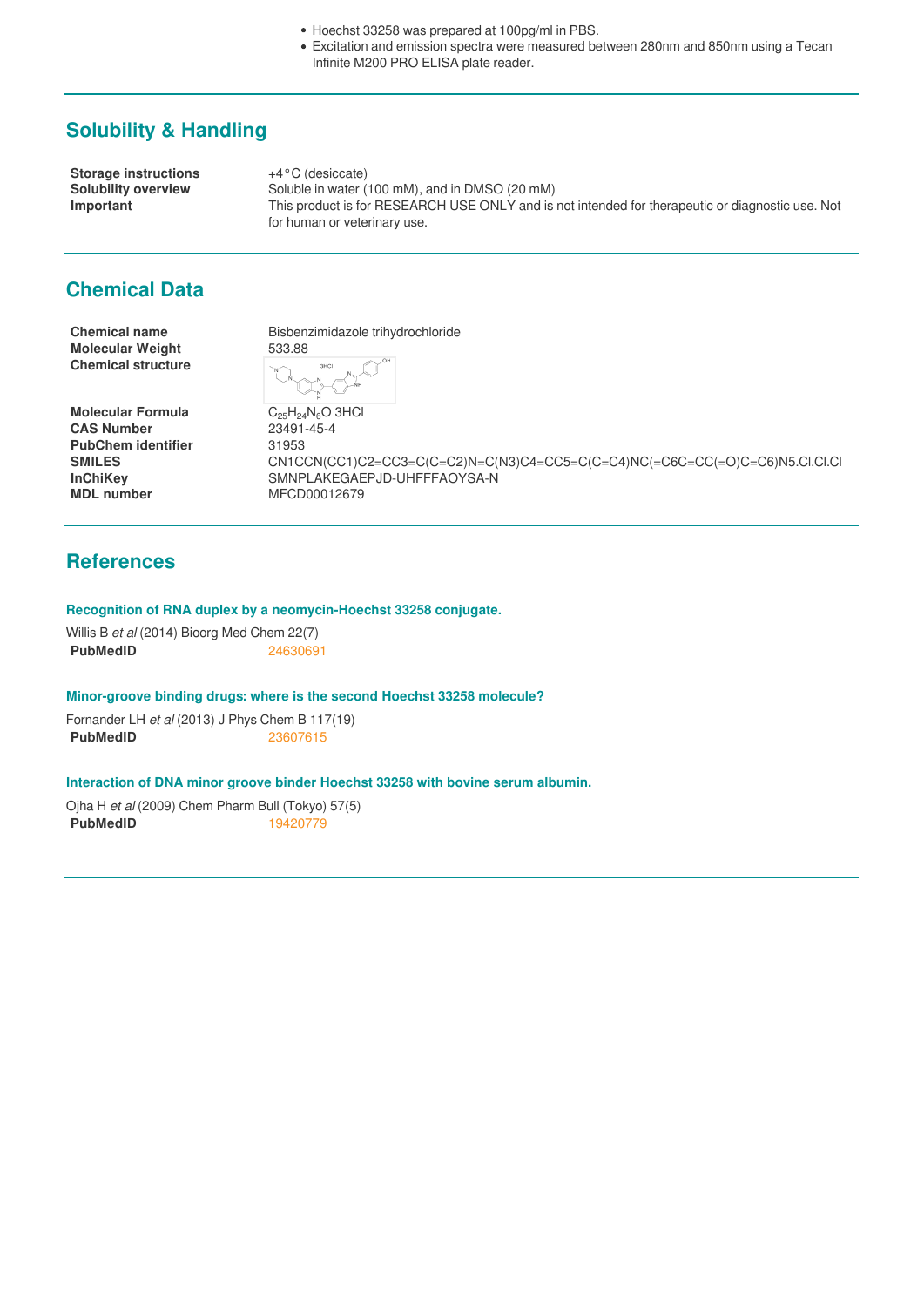- Hoechst 33258 was prepared at 100pg/ml in PBS.
- Excitation and emission spectra were measured between 280nm and 850nm using a Tecan Infinite M200 PRO ELISA plate reader.

## Solubility & Handling

| | |
|---|---|
| **Storage instructions** | +4°C (desiccate) |
| **Solubility overview** | Soluble in water (100 mM), and in DMSO (20 mM) |
| **Important** | This product is for RESEARCH USE ONLY and is not intended for therapeutic or diagnostic use. Not for human or veterinary use. |

## Chemical Data

| | |
|---|---|
| **Chemical name** | Bisbenzimidazole trihydrochloride |
| **Molecular Weight** | 533.88 |
| **Chemical structure** | |
| **Molecular Formula** | $C_{25}H_{24}N_6O$ 3HCl |
| **CAS Number** | 23491-45-4 |
| **PubChem identifier** | 31953 |
| **SMILES** | CN1CCN(CC1)C2=CC3=C(C=C2)N=C(N3)C4=CC5=C(C=C4)NC(=C6C=CC(=O)C=C6)N5.Cl.Cl.Cl |
| **InChiKey** | SMNPLAKEGAEPJD-UHFFFAOYSA-N |
| **MDL number** | MFCD00012679 |

## References

**Recognition of RNA duplex by a neomycin-Hoechst 33258 conjugate.**

Willis B *et al* (2014) Bioorg Med Chem 22(7)
**PubMedID** 24630691

**Minor-groove binding drugs: where is the second Hoechst 33258 molecule?**

Fornander LH *et al* (2013) J Phys Chem B 117(19)
**PubMedID** 23607615

**Interaction of DNA minor groove binder Hoechst 33258 with bovine serum albumin.**

Ojha H *et al* (2009) Chem Pharm Bull (Tokyo) 57(5)
**PubMedID** 19420779